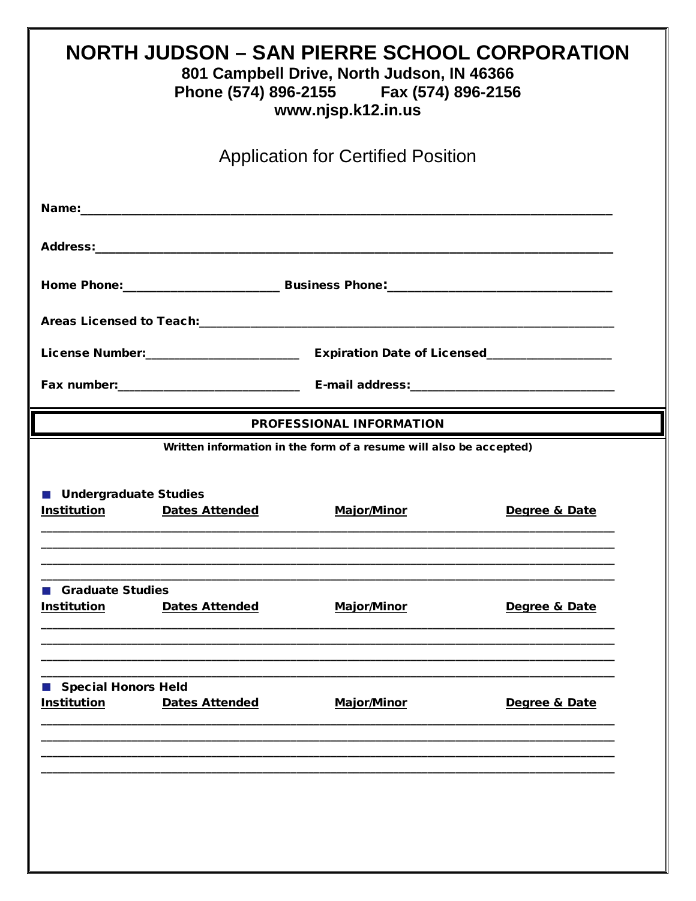# NORTH JUDSON – SAN PIERRE SCHOOL CORPORATION

**801 Campbell Drive, North Judson, IN 46366**
**Phone (574) 896-2155 Fax (574) 896-2156**
**www.njsp.k12.in.us**

## Application for Certified Position

**Name:**___________________________________________________________________________

**Address:**_________________________________________________________________________

**Home Phone:**______________________ **Business Phone:**________________________________

**Areas Licensed to Teach:**___________________________________________________________

**License Number:**_____________________ **Expiration Date of Licensed**__________________

**Fax number:**_________________________ **E-mail address:**_____________________________

## PROFESSIONAL INFORMATION

**Written information in the form of a resume will also be accepted)**

### Undergraduate Studies

| Institution | Dates Attended | Major/Minor | Degree & Date |
|---|---|---|---|
| | | | |
| | | | |
| | | | |
| | | | |

### Graduate Studies

| Institution | Dates Attended | Major/Minor | Degree & Date |
|---|---|---|---|
| | | | |
| | | | |
| | | | |
| | | | |

### Special Honors Held

| Institution | Dates Attended | Major/Minor | Degree & Date |
|---|---|---|---|
| | | | |
| | | | |
| | | | |
| | | | |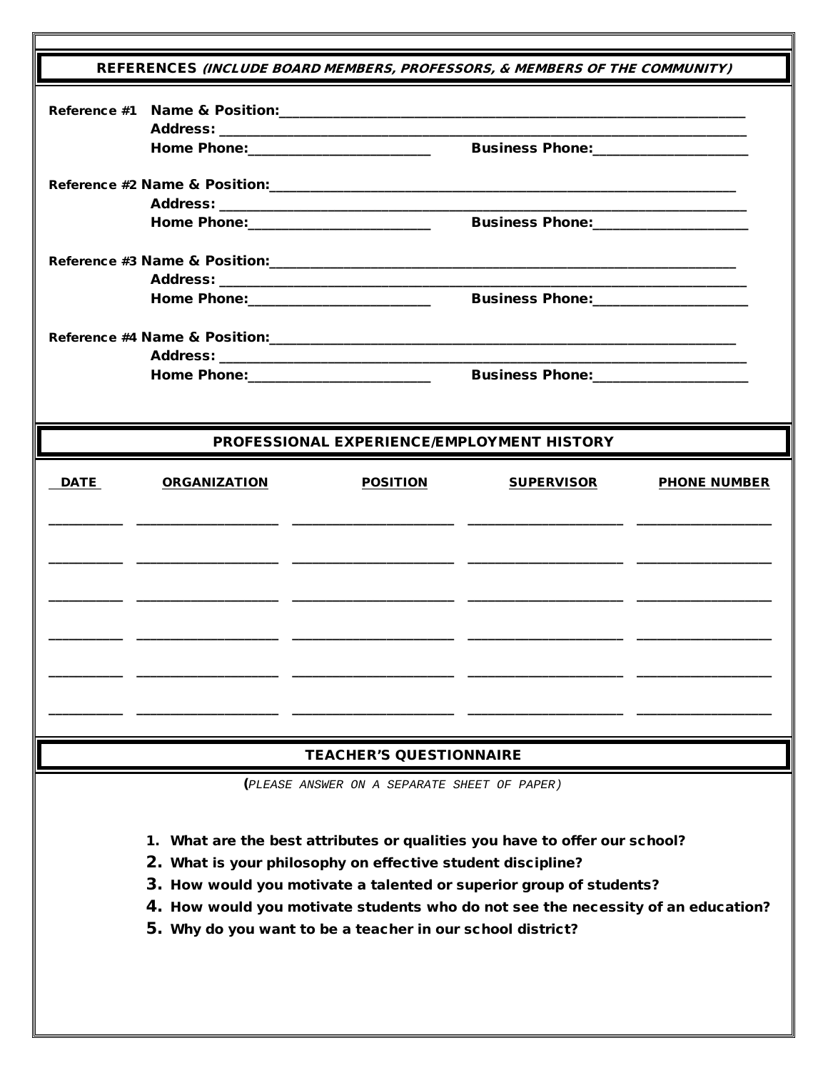## REFERENCES *(INCLUDE BOARD MEMBERS, PROFESSORS, & MEMBERS OF THE COMMUNITY)*

**Reference #1** **Name & Position:**___________________________________________________________
**Address:** ____________________________________________________________________
**Home Phone:**_______________________ **Business Phone:**___________________

**Reference #2** **Name & Position:**___________________________________________________________
**Address:** ____________________________________________________________________
**Home Phone:**_______________________ **Business Phone:**___________________

**Reference #3** **Name & Position:**___________________________________________________________
**Address:** ____________________________________________________________________
**Home Phone:**_______________________ **Business Phone:**___________________

**Reference #4** **Name & Position:**___________________________________________________________
**Address:** ____________________________________________________________________
**Home Phone:**_______________________ **Business Phone:**___________________

## PROFESSIONAL EXPERIENCE/EMPLOYMENT HISTORY

| DATE | ORGANIZATION | POSITION | SUPERVISOR | PHONE NUMBER |
|---|---|---|---|---|
| | | | | |
| | | | | |
| | | | | |
| | | | | |
| | | | | |
| | | | | |

## TEACHER'S QUESTIONNAIRE

*(PLEASE ANSWER ON A SEPARATE SHEET OF PAPER)*

1. **What are the best attributes or qualities you have to offer our school?**
2. **What is your philosophy on effective student discipline?**
3. **How would you motivate a talented or superior group of students?**
4. **How would you motivate students who do not see the necessity of an education?**
5. **Why do you want to be a teacher in our school district?**